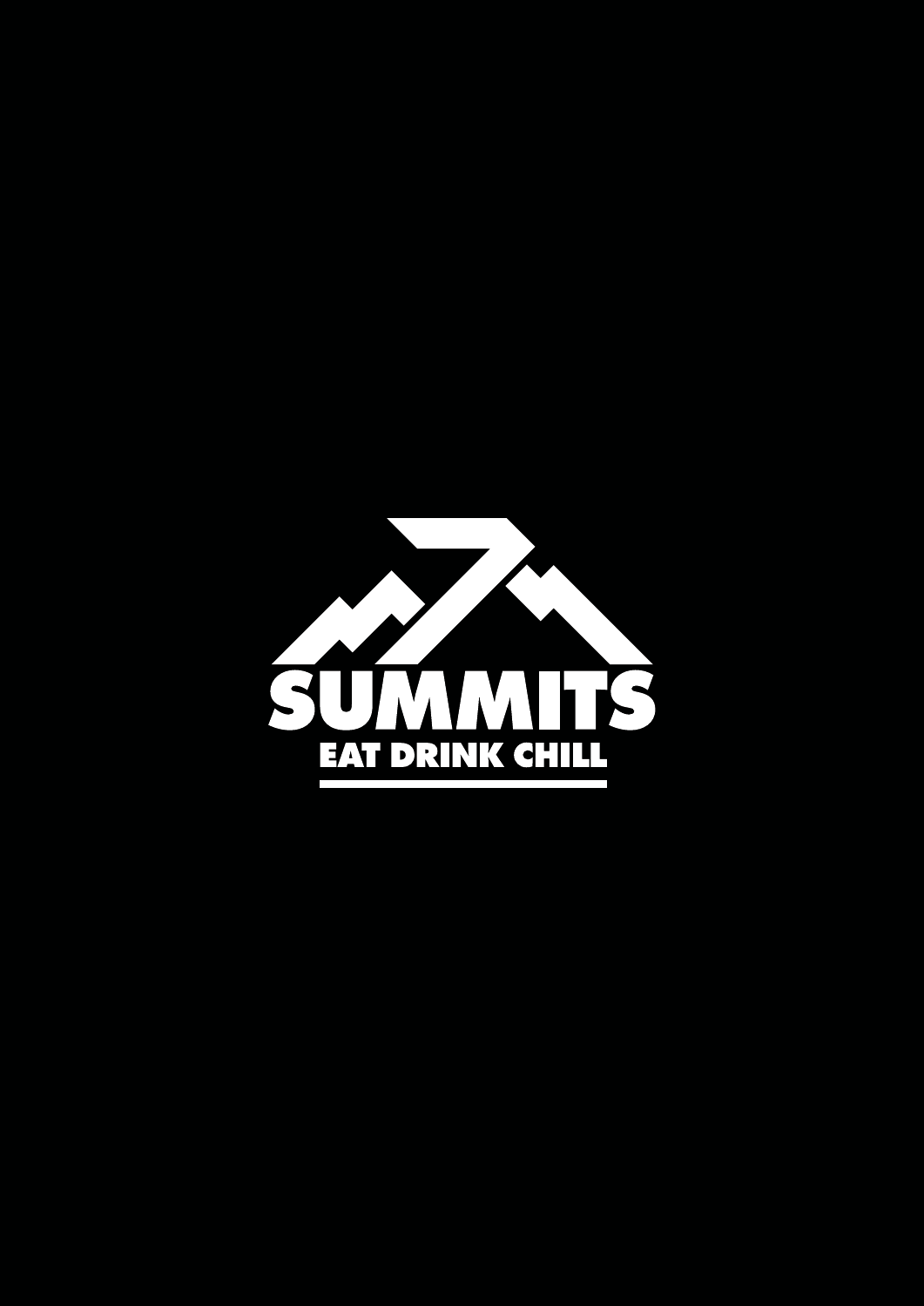# SUMMITS

EAT DRINK CHILL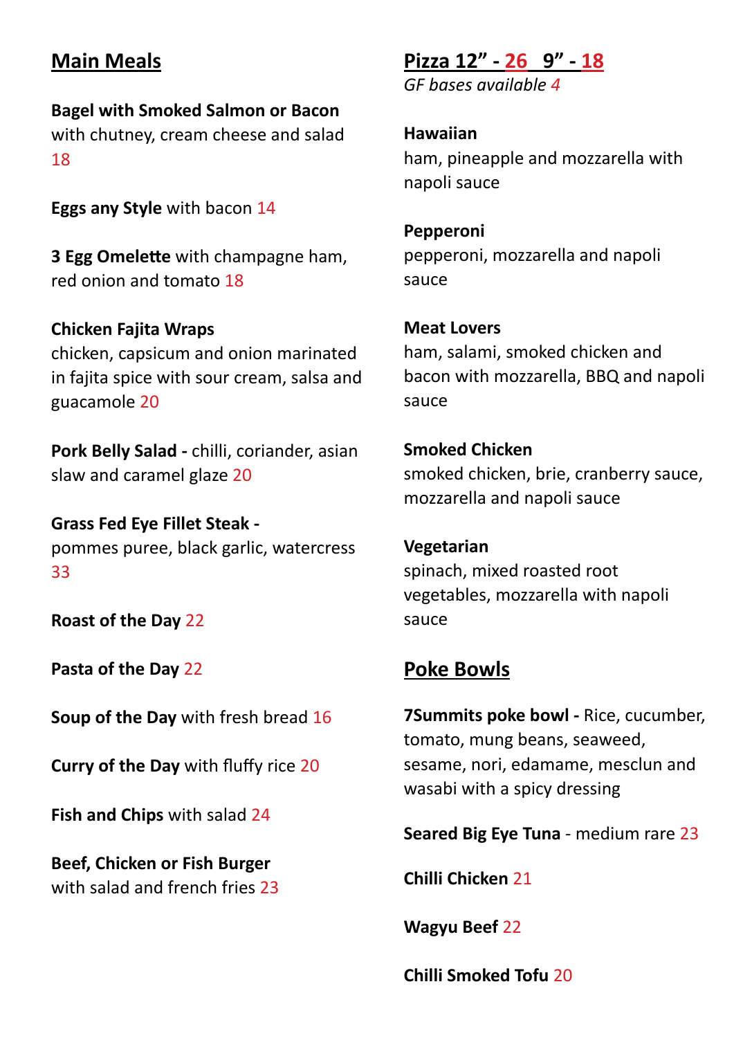## Main Meals

**Bagel with Smoked Salmon or Bacon**
with chutney, cream cheese and salad
18

**Eggs any Style** with bacon 14

**3 Egg Omelette** with champagne ham, red onion and tomato 18

**Chicken Fajita Wraps**
chicken, capsicum and onion marinated in fajita spice with sour cream, salsa and guacamole 20

**Pork Belly Salad -** chilli, coriander, asian slaw and caramel glaze 20

**Grass Fed Eye Fillet Steak -**
pommes puree, black garlic, watercress
33

**Roast of the Day** 22

**Pasta of the Day** 22

**Soup of the Day** with fresh bread 16

**Curry of the Day** with fluffy rice 20

**Fish and Chips** with salad 24

**Beef, Chicken or Fish Burger**
with salad and french fries 23

## Pizza 12" - 26 9" - 18

*GF bases available 4*

**Hawaiian**
ham, pineapple and mozzarella with napoli sauce

**Pepperoni**
pepperoni, mozzarella and napoli sauce

**Meat Lovers**
ham, salami, smoked chicken and bacon with mozzarella, BBQ and napoli sauce

**Smoked Chicken**
smoked chicken, brie, cranberry sauce, mozzarella and napoli sauce

**Vegetarian**
spinach, mixed roasted root vegetables, mozzarella with napoli sauce

## Poke Bowls

**7Summits poke bowl -** Rice, cucumber, tomato, mung beans, seaweed, sesame, nori, edamame, mesclun and wasabi with a spicy dressing

**Seared Big Eye Tuna** - medium rare 23

**Chilli Chicken** 21

**Wagyu Beef** 22

**Chilli Smoked Tofu** 20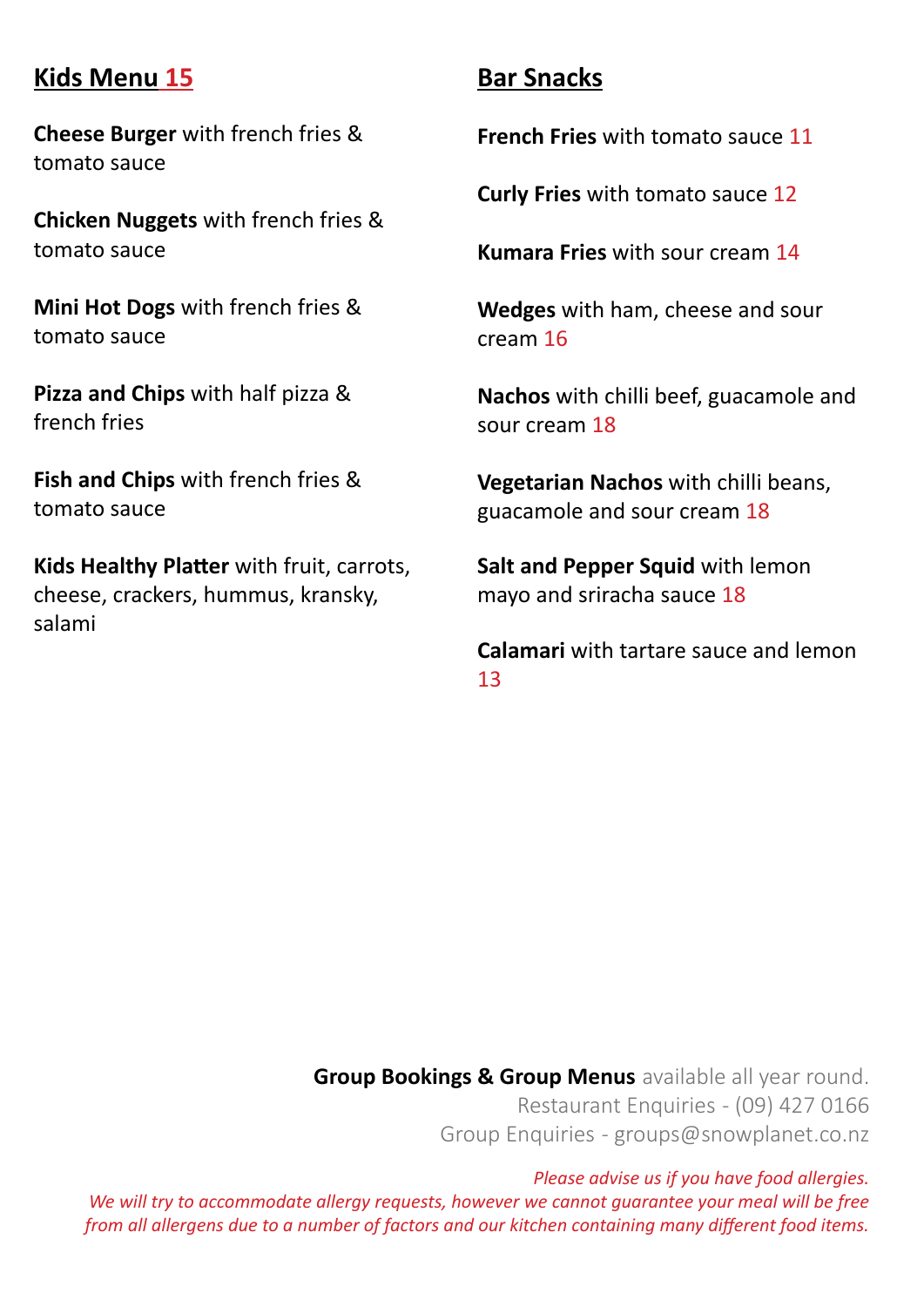## Kids Menu 15

**Cheese Burger** with french fries & tomato sauce

**Chicken Nuggets** with french fries & tomato sauce

**Mini Hot Dogs** with french fries & tomato sauce

**Pizza and Chips** with half pizza & french fries

**Fish and Chips** with french fries & tomato sauce

**Kids Healthy Platter** with fruit, carrots, cheese, crackers, hummus, kransky, salami

## Bar Snacks

**French Fries** with tomato sauce 11

**Curly Fries** with tomato sauce 12

**Kumara Fries** with sour cream 14

**Wedges** with ham, cheese and sour cream 16

**Nachos** with chilli beef, guacamole and sour cream 18

**Vegetarian Nachos** with chilli beans, guacamole and sour cream 18

**Salt and Pepper Squid** with lemon mayo and sriracha sauce 18

**Calamari** with tartare sauce and lemon 13

**Group Bookings & Group Menus** available all year round.
Restaurant Enquiries - (09) 427 0166
Group Enquiries - groups@snowplanet.co.nz

*Please advise us if you have food allergies.*
*We will try to accommodate allergy requests, however we cannot guarantee your meal will be free from all allergens due to a number of factors and our kitchen containing many different food items.*